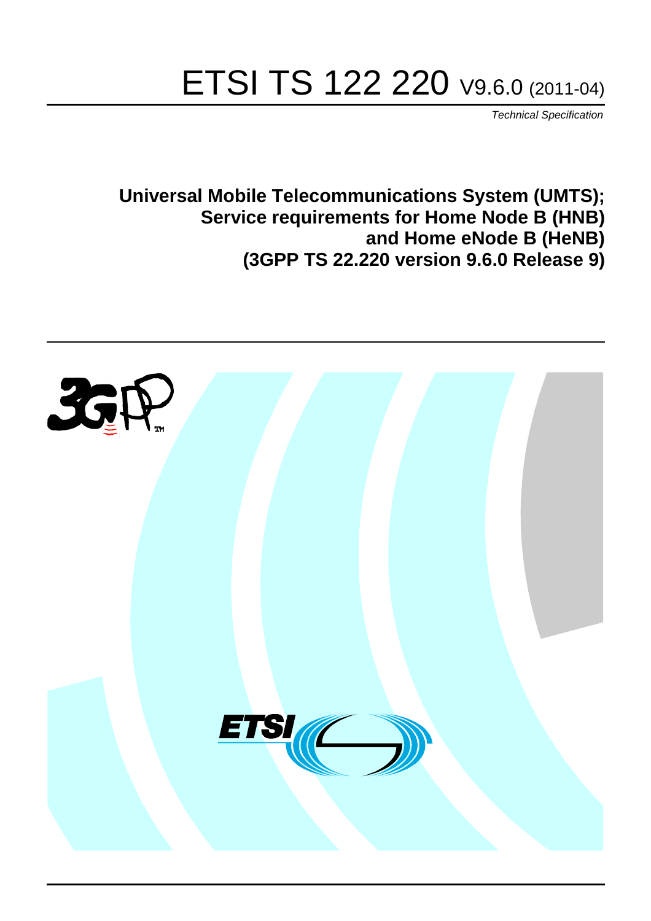# ETSI TS 122 220 V9.6.0 (2011-04)

*Technical Specification*

**Universal Mobile Telecommunications System (UMTS); Service requirements for Home Node B (HNB) and Home eNode B (HeNB) (3GPP TS 22.220 version 9.6.0 Release 9)**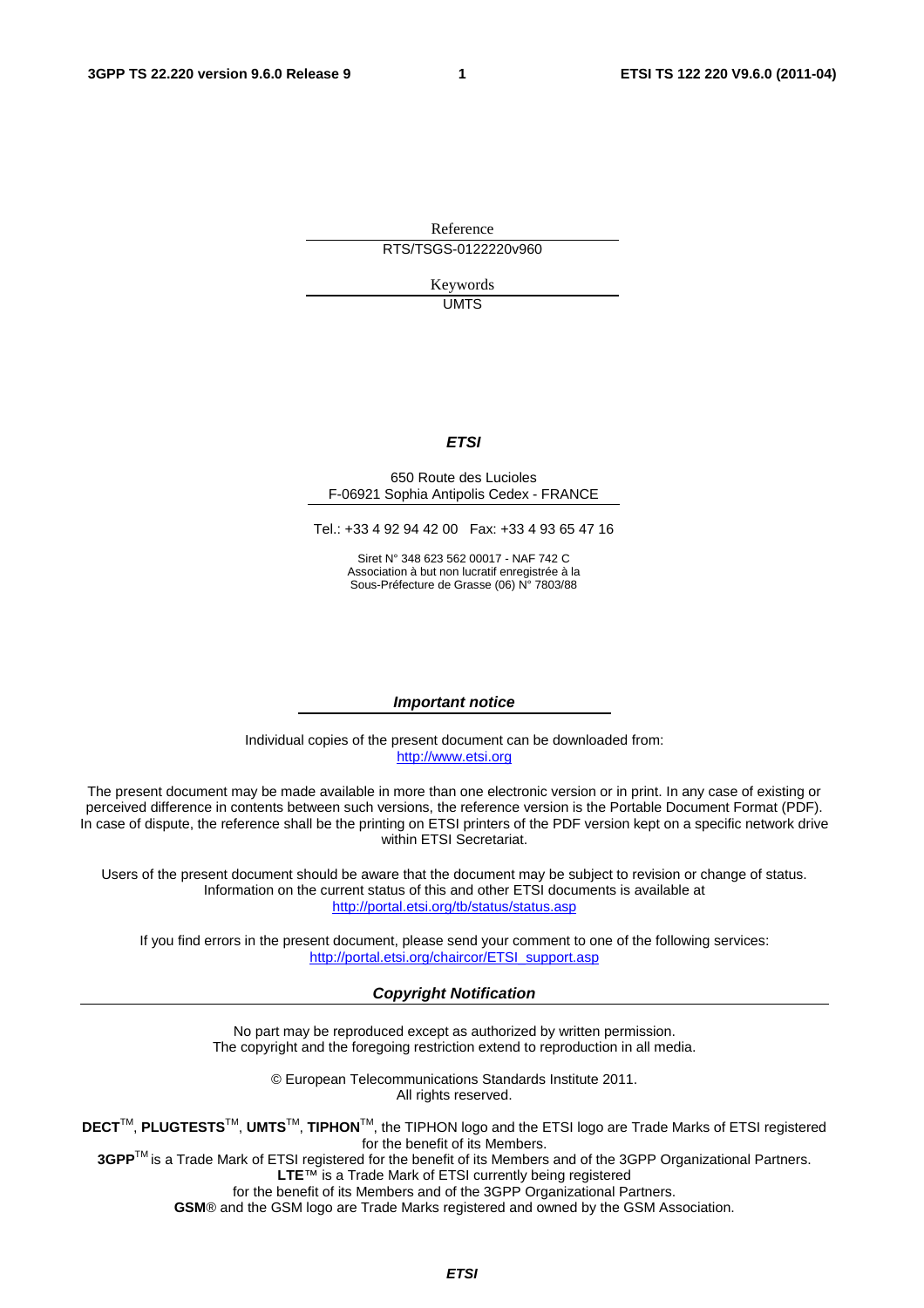Reference

RTS/TSGS-0122220v960

Keywords

UMTS

***ETSI***

650 Route des Lucioles
F-06921 Sophia Antipolis Cedex - FRANCE

Tel.: +33 4 92 94 42 00 Fax: +33 4 93 65 47 16

Siret N° 348 623 562 00017 - NAF 742 C
Association à but non lucratif enregistrée à la
Sous-Préfecture de Grasse (06) N° 7803/88

***Important notice***

Individual copies of the present document can be downloaded from:
http://www.etsi.org

The present document may be made available in more than one electronic version or in print. In any case of existing or perceived difference in contents between such versions, the reference version is the Portable Document Format (PDF). In case of dispute, the reference shall be the printing on ETSI printers of the PDF version kept on a specific network drive within ETSI Secretariat.

Users of the present document should be aware that the document may be subject to revision or change of status. Information on the current status of this and other ETSI documents is available at
http://portal.etsi.org/tb/status/status.asp

If you find errors in the present document, please send your comment to one of the following services:
http://portal.etsi.org/chaircor/ETSI_support.asp

***Copyright Notification***

No part may be reproduced except as authorized by written permission.
The copyright and the foregoing restriction extend to reproduction in all media.

© European Telecommunications Standards Institute 2011.
All rights reserved.

**DECT**™, **PLUGTESTS**™, **UMTS**™, **TIPHON**™, the TIPHON logo and the ETSI logo are Trade Marks of ETSI registered for the benefit of its Members.
**3GPP**™ is a Trade Mark of ETSI registered for the benefit of its Members and of the 3GPP Organizational Partners.
**LTE**™ is a Trade Mark of ETSI currently being registered
for the benefit of its Members and of the 3GPP Organizational Partners.
**GSM**® and the GSM logo are Trade Marks registered and owned by the GSM Association.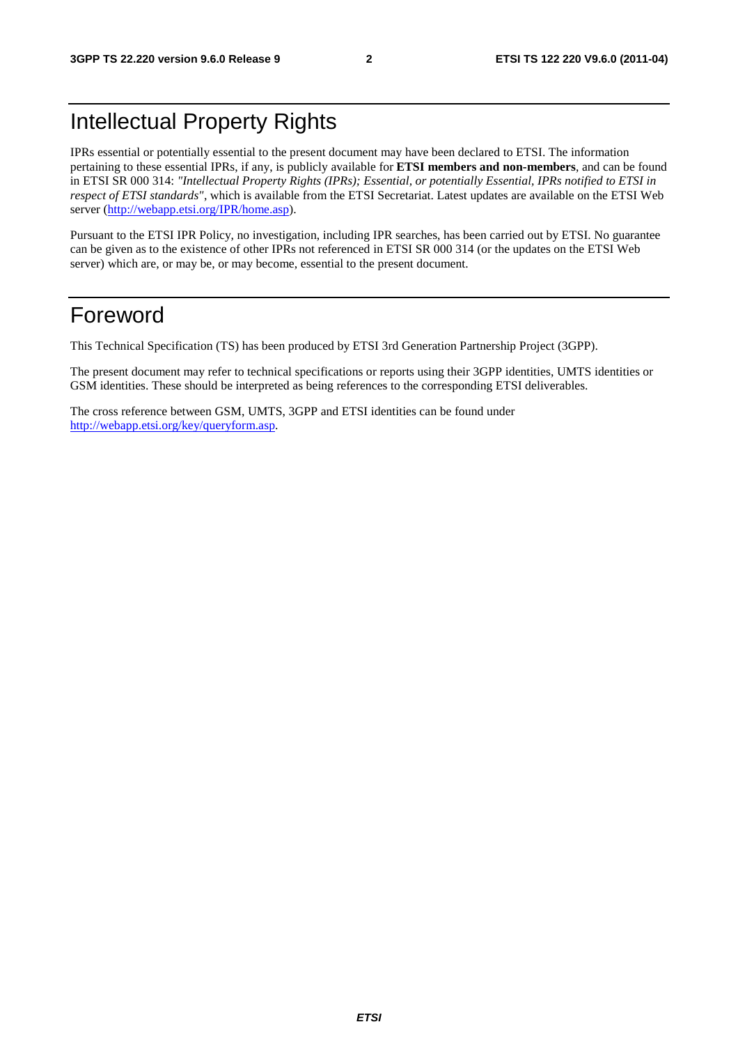# Intellectual Property Rights

IPRs essential or potentially essential to the present document may have been declared to ETSI. The information pertaining to these essential IPRs, if any, is publicly available for **ETSI members and non-members**, and can be found in ETSI SR 000 314: *"Intellectual Property Rights (IPRs); Essential, or potentially Essential, IPRs notified to ETSI in respect of ETSI standards"*, which is available from the ETSI Secretariat. Latest updates are available on the ETSI Web server (http://webapp.etsi.org/IPR/home.asp).

Pursuant to the ETSI IPR Policy, no investigation, including IPR searches, has been carried out by ETSI. No guarantee can be given as to the existence of other IPRs not referenced in ETSI SR 000 314 (or the updates on the ETSI Web server) which are, or may be, or may become, essential to the present document.

# Foreword

This Technical Specification (TS) has been produced by ETSI 3rd Generation Partnership Project (3GPP).

The present document may refer to technical specifications or reports using their 3GPP identities, UMTS identities or GSM identities. These should be interpreted as being references to the corresponding ETSI deliverables.

The cross reference between GSM, UMTS, 3GPP and ETSI identities can be found under http://webapp.etsi.org/key/queryform.asp.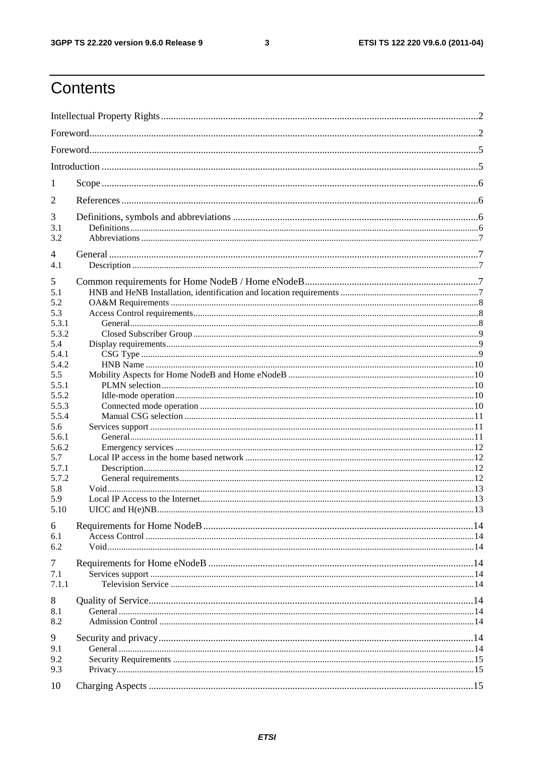# Contents

Intellectual Property Rights ..... 2

Foreword ..... 2

Foreword ..... 5

Introduction ..... 5

1 Scope ..... 6

2 References ..... 6

3 Definitions, symbols and abbreviations ..... 6
- 3.1 Definitions ..... 6
- 3.2 Abbreviations ..... 7

4 General ..... 7
- 4.1 Description ..... 7

5 Common requirements for Home NodeB / Home eNodeB ..... 7
- 5.1 HNB and HeNB Installation, identification and location requirements ..... 7
- 5.2 OA&M Requirements ..... 8
- 5.3 Access Control requirements ..... 8
  - 5.3.1 General ..... 8
  - 5.3.2 Closed Subscriber Group ..... 9
- 5.4 Display requirements ..... 9
  - 5.4.1 CSG Type ..... 9
  - 5.4.2 HNB Name ..... 10
- 5.5 Mobility Aspects for Home NodeB and Home eNodeB ..... 10
  - 5.5.1 PLMN selection ..... 10
  - 5.5.2 Idle-mode operation ..... 10
  - 5.5.3 Connected mode operation ..... 10
  - 5.5.4 Manual CSG selection ..... 11
- 5.6 Services support ..... 11
  - 5.6.1 General ..... 11
  - 5.6.2 Emergency services ..... 12
- 5.7 Local IP access in the home based network ..... 12
  - 5.7.1 Description ..... 12
  - 5.7.2 General requirements ..... 12
- 5.8 Void ..... 13
- 5.9 Local IP Access to the Internet ..... 13
- 5.10 UICC and H(e)NB ..... 13

6 Requirements for Home NodeB ..... 14
- 6.1 Access Control ..... 14
- 6.2 Void ..... 14

7 Requirements for Home eNodeB ..... 14
- 7.1 Services support ..... 14
  - 7.1.1 Television Service ..... 14

8 Quality of Service ..... 14
- 8.1 General ..... 14
- 8.2 Admission Control ..... 14

9 Security and privacy ..... 14
- 9.1 General ..... 14
- 9.2 Security Requirements ..... 15
- 9.3 Privacy ..... 15

10 Charging Aspects ..... 15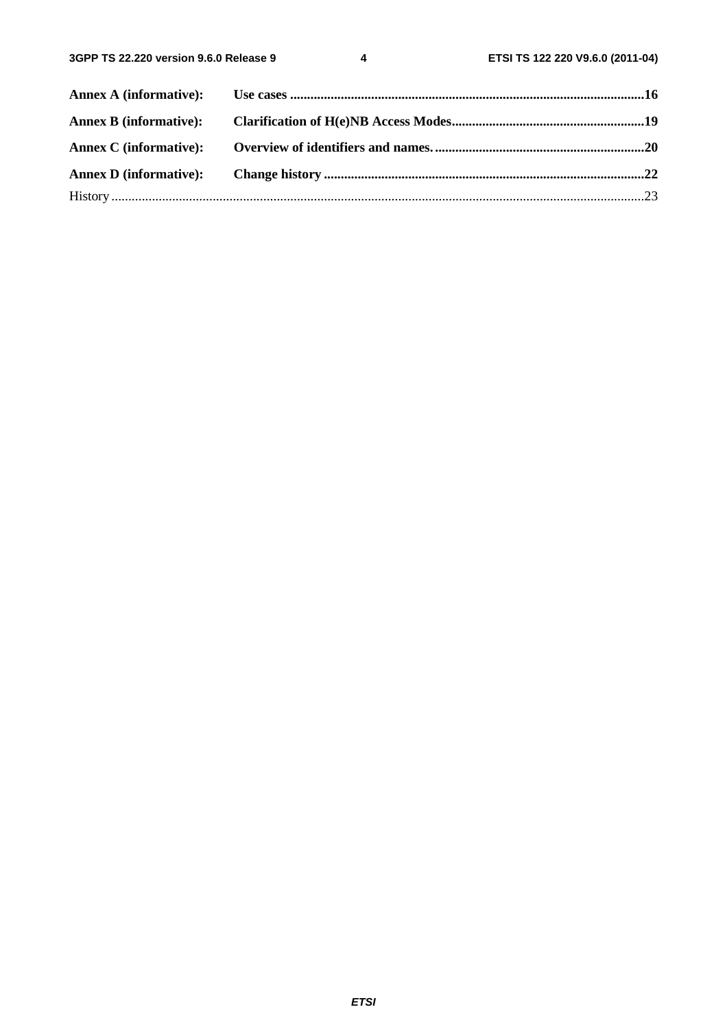**Annex A (informative): Use cases** ..........16

**Annex B (informative): Clarification of H(e)NB Access Modes** ..........19

**Annex C (informative): Overview of identifiers and names.** ..........20

**Annex D (informative): Change history** ..........22

History ..........23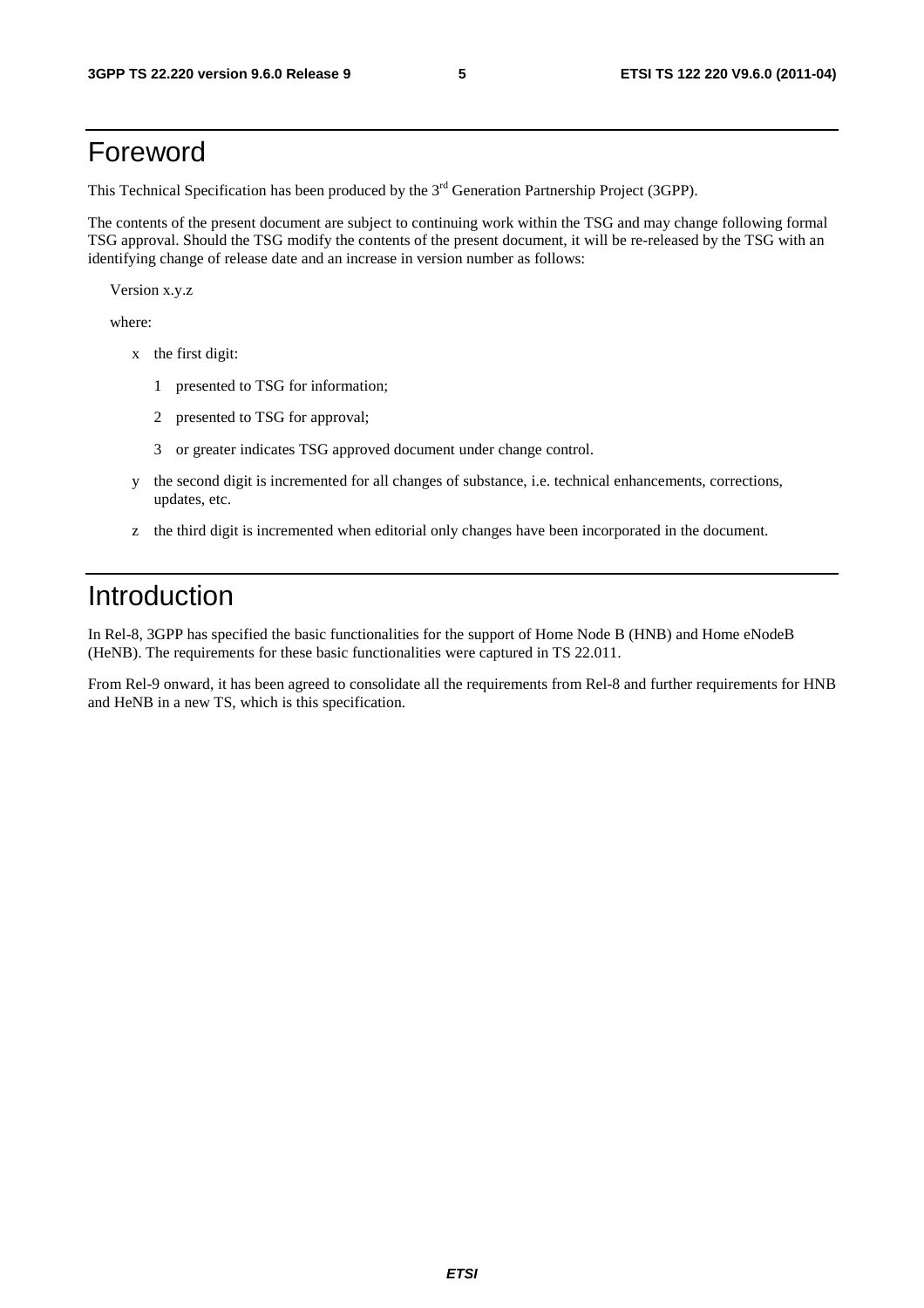# Foreword

This Technical Specification has been produced by the 3rd Generation Partnership Project (3GPP).

The contents of the present document are subject to continuing work within the TSG and may change following formal TSG approval. Should the TSG modify the contents of the present document, it will be re-released by the TSG with an identifying change of release date and an increase in version number as follows:

Version x.y.z

where:

- x the first digit:
  - 1 presented to TSG for information;
  - 2 presented to TSG for approval;
  - 3 or greater indicates TSG approved document under change control.
- y the second digit is incremented for all changes of substance, i.e. technical enhancements, corrections, updates, etc.
- z the third digit is incremented when editorial only changes have been incorporated in the document.

# Introduction

In Rel-8, 3GPP has specified the basic functionalities for the support of Home Node B (HNB) and Home eNodeB (HeNB). The requirements for these basic functionalities were captured in TS 22.011.

From Rel-9 onward, it has been agreed to consolidate all the requirements from Rel-8 and further requirements for HNB and HeNB in a new TS, which is this specification.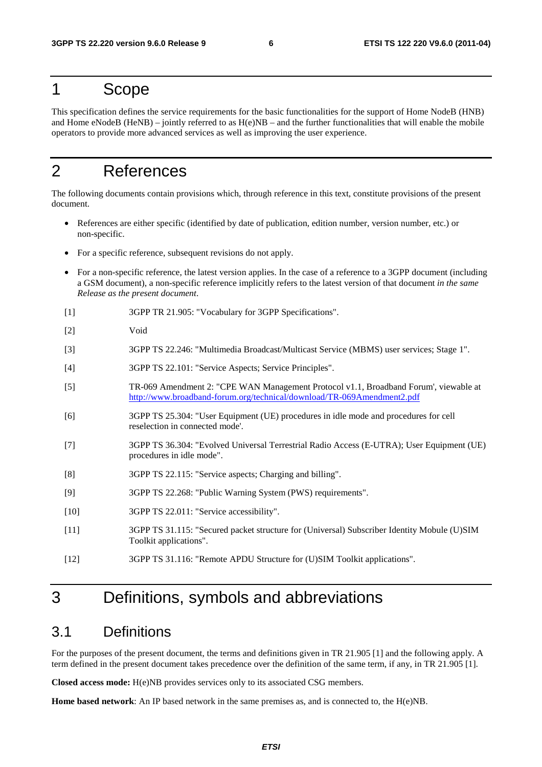# 1 Scope

This specification defines the service requirements for the basic functionalities for the support of Home NodeB (HNB) and Home eNodeB (HeNB) – jointly referred to as H(e)NB – and the further functionalities that will enable the mobile operators to provide more advanced services as well as improving the user experience.

# 2 References

The following documents contain provisions which, through reference in this text, constitute provisions of the present document.

- References are either specific (identified by date of publication, edition number, version number, etc.) or non-specific.
- For a specific reference, subsequent revisions do not apply.
- For a non-specific reference, the latest version applies. In the case of a reference to a 3GPP document (including a GSM document), a non-specific reference implicitly refers to the latest version of that document *in the same Release as the present document*.

[1] 3GPP TR 21.905: "Vocabulary for 3GPP Specifications".

[2] Void

[3] 3GPP TS 22.246: "Multimedia Broadcast/Multicast Service (MBMS) user services; Stage 1".

[4] 3GPP TS 22.101: "Service Aspects; Service Principles".

[5] TR-069 Amendment 2: "CPE WAN Management Protocol v1.1, Broadband Forum', viewable at http://www.broadband-forum.org/technical/download/TR-069Amendment2.pdf

[6] 3GPP TS 25.304: "User Equipment (UE) procedures in idle mode and procedures for cell reselection in connected mode'.

[7] 3GPP TS 36.304: "Evolved Universal Terrestrial Radio Access (E-UTRA); User Equipment (UE) procedures in idle mode".

[8] 3GPP TS 22.115: "Service aspects; Charging and billing".

[9] 3GPP TS 22.268: "Public Warning System (PWS) requirements".

[10] 3GPP TS 22.011: "Service accessibility".

[11] 3GPP TS 31.115: "Secured packet structure for (Universal) Subscriber Identity Mobule (U)SIM Toolkit applications".

[12] 3GPP TS 31.116: "Remote APDU Structure for (U)SIM Toolkit applications".

# 3 Definitions, symbols and abbreviations

## 3.1 Definitions

For the purposes of the present document, the terms and definitions given in TR 21.905 [1] and the following apply. A term defined in the present document takes precedence over the definition of the same term, if any, in TR 21.905 [1].

**Closed access mode:** H(e)NB provides services only to its associated CSG members.

**Home based network**: An IP based network in the same premises as, and is connected to, the H(e)NB.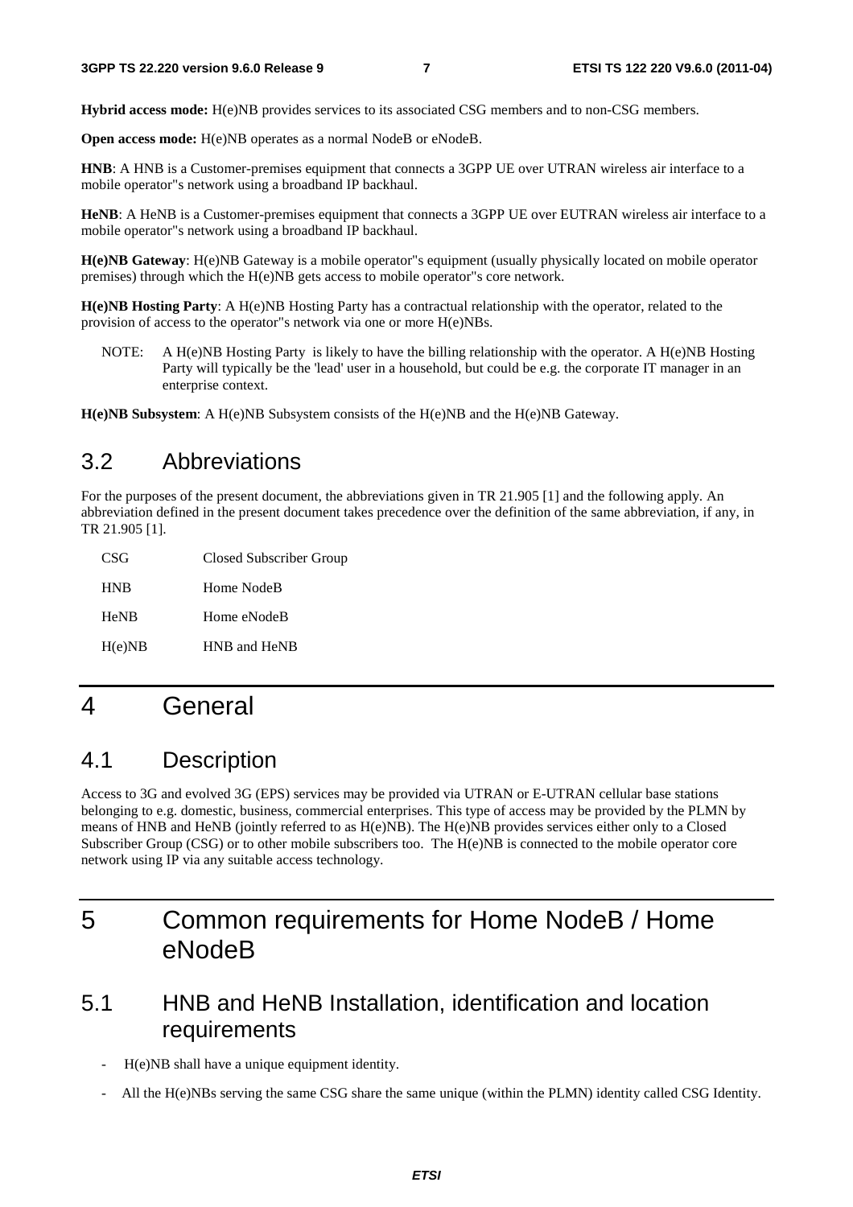**Hybrid access mode:** H(e)NB provides services to its associated CSG members and to non-CSG members.

**Open access mode:** H(e)NB operates as a normal NodeB or eNodeB.

**HNB**: A HNB is a Customer-premises equipment that connects a 3GPP UE over UTRAN wireless air interface to a mobile operator"s network using a broadband IP backhaul.

**HeNB**: A HeNB is a Customer-premises equipment that connects a 3GPP UE over EUTRAN wireless air interface to a mobile operator"s network using a broadband IP backhaul.

**H(e)NB Gateway**: H(e)NB Gateway is a mobile operator"s equipment (usually physically located on mobile operator premises) through which the H(e)NB gets access to mobile operator"s core network.

**H(e)NB Hosting Party**: A H(e)NB Hosting Party has a contractual relationship with the operator, related to the provision of access to the operator"s network via one or more H(e)NBs.

NOTE: A H(e)NB Hosting Party is likely to have the billing relationship with the operator. A H(e)NB Hosting Party will typically be the 'lead' user in a household, but could be e.g. the corporate IT manager in an enterprise context.

**H(e)NB Subsystem**: A H(e)NB Subsystem consists of the H(e)NB and the H(e)NB Gateway.

## 3.2 Abbreviations

For the purposes of the present document, the abbreviations given in TR 21.905 [1] and the following apply. An abbreviation defined in the present document takes precedence over the definition of the same abbreviation, if any, in TR 21.905 [1].

| | |
|---|---|
| CSG | Closed Subscriber Group |
| HNB | Home NodeB |
| HeNB | Home eNodeB |
| H(e)NB | HNB and HeNB |

# 4 General

## 4.1 Description

Access to 3G and evolved 3G (EPS) services may be provided via UTRAN or E-UTRAN cellular base stations belonging to e.g. domestic, business, commercial enterprises. This type of access may be provided by the PLMN by means of HNB and HeNB (jointly referred to as H(e)NB). The H(e)NB provides services either only to a Closed Subscriber Group (CSG) or to other mobile subscribers too. The H(e)NB is connected to the mobile operator core network using IP via any suitable access technology.

# 5 Common requirements for Home NodeB / Home eNodeB

## 5.1 HNB and HeNB Installation, identification and location requirements

- H(e)NB shall have a unique equipment identity.
- All the H(e)NBs serving the same CSG share the same unique (within the PLMN) identity called CSG Identity.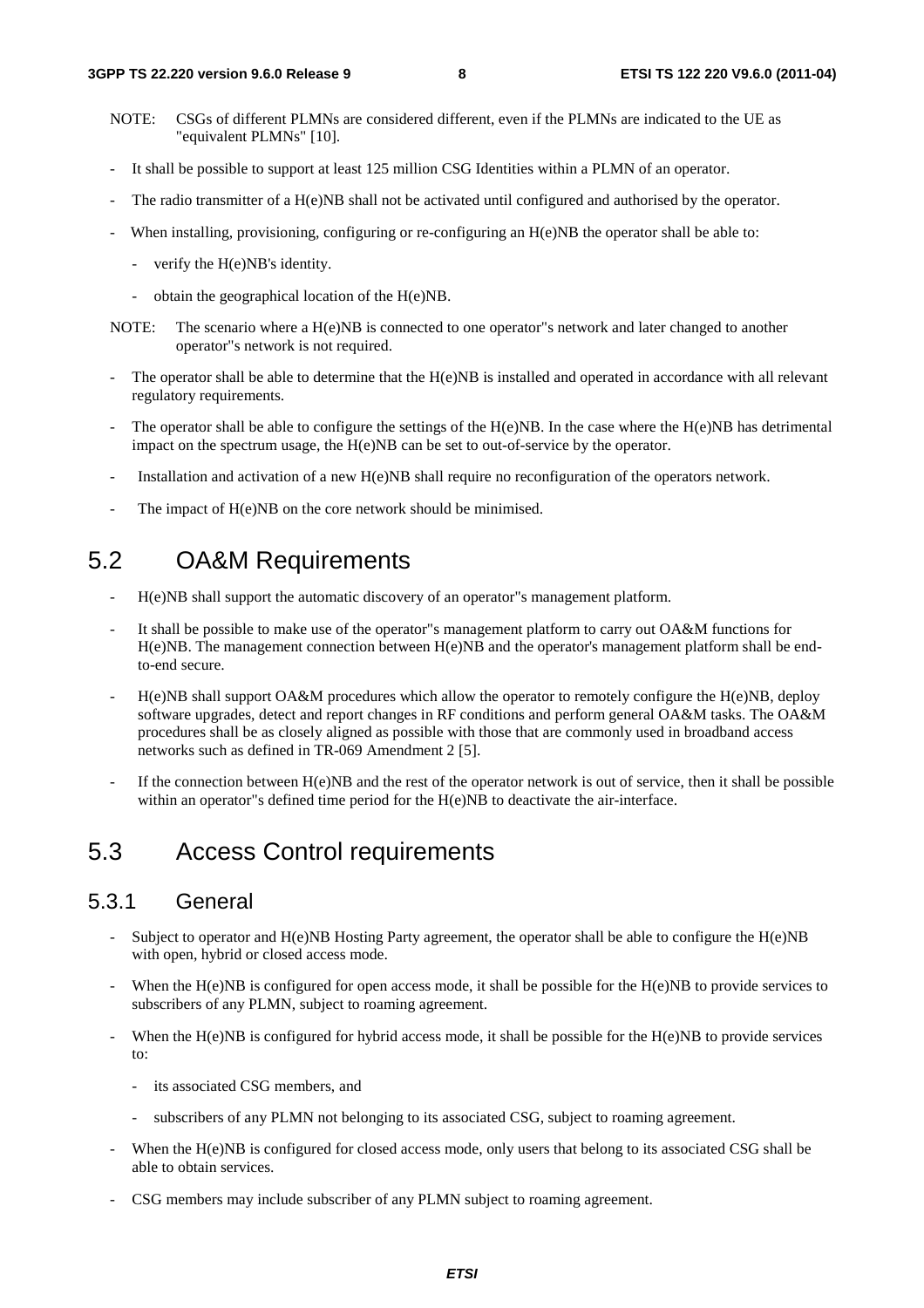NOTE: CSGs of different PLMNs are considered different, even if the PLMNs are indicated to the UE as "equivalent PLMNs" [10].

- It shall be possible to support at least 125 million CSG Identities within a PLMN of an operator.
- The radio transmitter of a H(e)NB shall not be activated until configured and authorised by the operator.
- When installing, provisioning, configuring or re-configuring an H(e)NB the operator shall be able to:
  - verify the H(e)NB's identity.
  - obtain the geographical location of the H(e)NB.

NOTE: The scenario where a H(e)NB is connected to one operator"s network and later changed to another operator"s network is not required.

- The operator shall be able to determine that the H(e)NB is installed and operated in accordance with all relevant regulatory requirements.
- The operator shall be able to configure the settings of the H(e)NB. In the case where the H(e)NB has detrimental impact on the spectrum usage, the H(e)NB can be set to out-of-service by the operator.
- Installation and activation of a new H(e)NB shall require no reconfiguration of the operators network.
- The impact of H(e)NB on the core network should be minimised.

## 5.2 OA&M Requirements

- H(e)NB shall support the automatic discovery of an operator"s management platform.
- It shall be possible to make use of the operator"s management platform to carry out OA&M functions for H(e)NB. The management connection between H(e)NB and the operator's management platform shall be end-to-end secure.
- H(e)NB shall support OA&M procedures which allow the operator to remotely configure the H(e)NB, deploy software upgrades, detect and report changes in RF conditions and perform general OA&M tasks. The OA&M procedures shall be as closely aligned as possible with those that are commonly used in broadband access networks such as defined in TR-069 Amendment 2 [5].
- If the connection between H(e)NB and the rest of the operator network is out of service, then it shall be possible within an operator"s defined time period for the H(e)NB to deactivate the air-interface.

## 5.3 Access Control requirements

### 5.3.1 General

- Subject to operator and H(e)NB Hosting Party agreement, the operator shall be able to configure the H(e)NB with open, hybrid or closed access mode.
- When the H(e)NB is configured for open access mode, it shall be possible for the H(e)NB to provide services to subscribers of any PLMN, subject to roaming agreement.
- When the H(e)NB is configured for hybrid access mode, it shall be possible for the H(e)NB to provide services to:
  - its associated CSG members, and
  - subscribers of any PLMN not belonging to its associated CSG, subject to roaming agreement.
- When the H(e)NB is configured for closed access mode, only users that belong to its associated CSG shall be able to obtain services.
- CSG members may include subscriber of any PLMN subject to roaming agreement.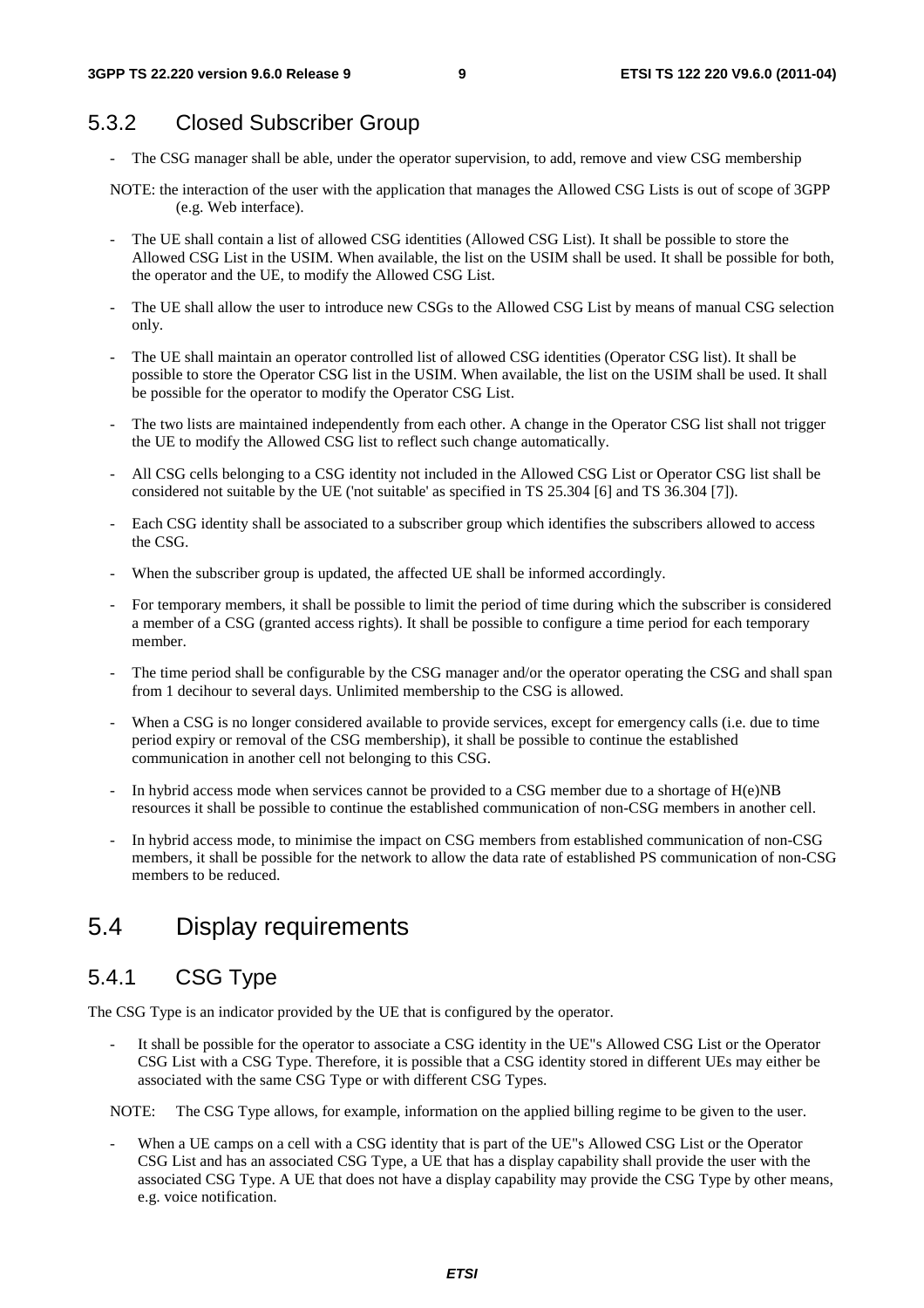### 5.3.2 Closed Subscriber Group

- The CSG manager shall be able, under the operator supervision, to add, remove and view CSG membership

NOTE: the interaction of the user with the application that manages the Allowed CSG Lists is out of scope of 3GPP (e.g. Web interface).

- The UE shall contain a list of allowed CSG identities (Allowed CSG List). It shall be possible to store the Allowed CSG List in the USIM. When available, the list on the USIM shall be used. It shall be possible for both, the operator and the UE, to modify the Allowed CSG List.
- The UE shall allow the user to introduce new CSGs to the Allowed CSG List by means of manual CSG selection only.
- The UE shall maintain an operator controlled list of allowed CSG identities (Operator CSG list). It shall be possible to store the Operator CSG list in the USIM. When available, the list on the USIM shall be used. It shall be possible for the operator to modify the Operator CSG List.
- The two lists are maintained independently from each other. A change in the Operator CSG list shall not trigger the UE to modify the Allowed CSG list to reflect such change automatically.
- All CSG cells belonging to a CSG identity not included in the Allowed CSG List or Operator CSG list shall be considered not suitable by the UE ('not suitable' as specified in TS 25.304 [6] and TS 36.304 [7]).
- Each CSG identity shall be associated to a subscriber group which identifies the subscribers allowed to access the CSG.
- When the subscriber group is updated, the affected UE shall be informed accordingly.
- For temporary members, it shall be possible to limit the period of time during which the subscriber is considered a member of a CSG (granted access rights). It shall be possible to configure a time period for each temporary member.
- The time period shall be configurable by the CSG manager and/or the operator operating the CSG and shall span from 1 decihour to several days. Unlimited membership to the CSG is allowed.
- When a CSG is no longer considered available to provide services, except for emergency calls (i.e. due to time period expiry or removal of the CSG membership), it shall be possible to continue the established communication in another cell not belonging to this CSG.
- In hybrid access mode when services cannot be provided to a CSG member due to a shortage of H(e)NB resources it shall be possible to continue the established communication of non-CSG members in another cell.
- In hybrid access mode, to minimise the impact on CSG members from established communication of non-CSG members, it shall be possible for the network to allow the data rate of established PS communication of non-CSG members to be reduced.

## 5.4 Display requirements

### 5.4.1 CSG Type

The CSG Type is an indicator provided by the UE that is configured by the operator.

- It shall be possible for the operator to associate a CSG identity in the UE"s Allowed CSG List or the Operator CSG List with a CSG Type. Therefore, it is possible that a CSG identity stored in different UEs may either be associated with the same CSG Type or with different CSG Types.

NOTE: The CSG Type allows, for example, information on the applied billing regime to be given to the user.

- When a UE camps on a cell with a CSG identity that is part of the UE"s Allowed CSG List or the Operator CSG List and has an associated CSG Type, a UE that has a display capability shall provide the user with the associated CSG Type. A UE that does not have a display capability may provide the CSG Type by other means, e.g. voice notification.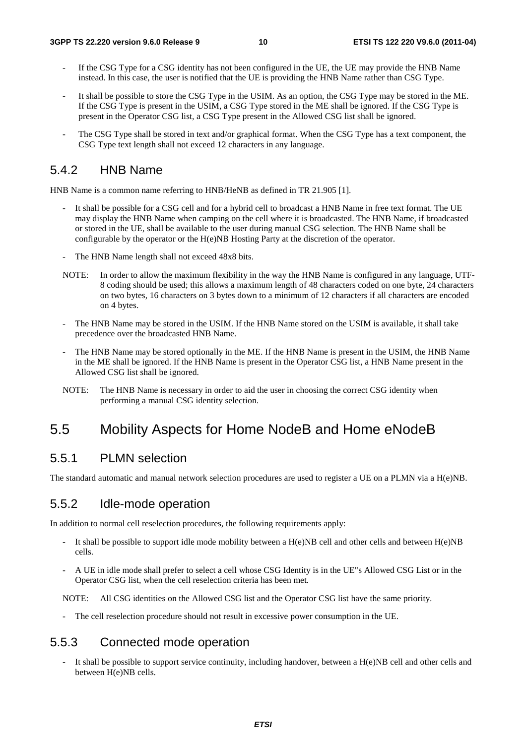- If the CSG Type for a CSG identity has not been configured in the UE, the UE may provide the HNB Name instead. In this case, the user is notified that the UE is providing the HNB Name rather than CSG Type.
- It shall be possible to store the CSG Type in the USIM. As an option, the CSG Type may be stored in the ME. If the CSG Type is present in the USIM, a CSG Type stored in the ME shall be ignored. If the CSG Type is present in the Operator CSG list, a CSG Type present in the Allowed CSG list shall be ignored.
- The CSG Type shall be stored in text and/or graphical format. When the CSG Type has a text component, the CSG Type text length shall not exceed 12 characters in any language.

### 5.4.2 HNB Name

HNB Name is a common name referring to HNB/HeNB as defined in TR 21.905 [1].

- It shall be possible for a CSG cell and for a hybrid cell to broadcast a HNB Name in free text format. The UE may display the HNB Name when camping on the cell where it is broadcasted. The HNB Name, if broadcasted or stored in the UE, shall be available to the user during manual CSG selection. The HNB Name shall be configurable by the operator or the H(e)NB Hosting Party at the discretion of the operator.
- The HNB Name length shall not exceed 48x8 bits.

NOTE: In order to allow the maximum flexibility in the way the HNB Name is configured in any language, UTF-8 coding should be used; this allows a maximum length of 48 characters coded on one byte, 24 characters on two bytes, 16 characters on 3 bytes down to a minimum of 12 characters if all characters are encoded on 4 bytes.

- The HNB Name may be stored in the USIM. If the HNB Name stored on the USIM is available, it shall take precedence over the broadcasted HNB Name.
- The HNB Name may be stored optionally in the ME. If the HNB Name is present in the USIM, the HNB Name in the ME shall be ignored. If the HNB Name is present in the Operator CSG list, a HNB Name present in the Allowed CSG list shall be ignored.

NOTE: The HNB Name is necessary in order to aid the user in choosing the correct CSG identity when performing a manual CSG identity selection.

## 5.5 Mobility Aspects for Home NodeB and Home eNodeB

### 5.5.1 PLMN selection

The standard automatic and manual network selection procedures are used to register a UE on a PLMN via a H(e)NB.

### 5.5.2 Idle-mode operation

In addition to normal cell reselection procedures, the following requirements apply:

- It shall be possible to support idle mode mobility between a H(e)NB cell and other cells and between H(e)NB cells.
- A UE in idle mode shall prefer to select a cell whose CSG Identity is in the UE"s Allowed CSG List or in the Operator CSG list, when the cell reselection criteria has been met.

NOTE: All CSG identities on the Allowed CSG list and the Operator CSG list have the same priority.

- The cell reselection procedure should not result in excessive power consumption in the UE.

### 5.5.3 Connected mode operation

- It shall be possible to support service continuity, including handover, between a H(e)NB cell and other cells and between H(e)NB cells.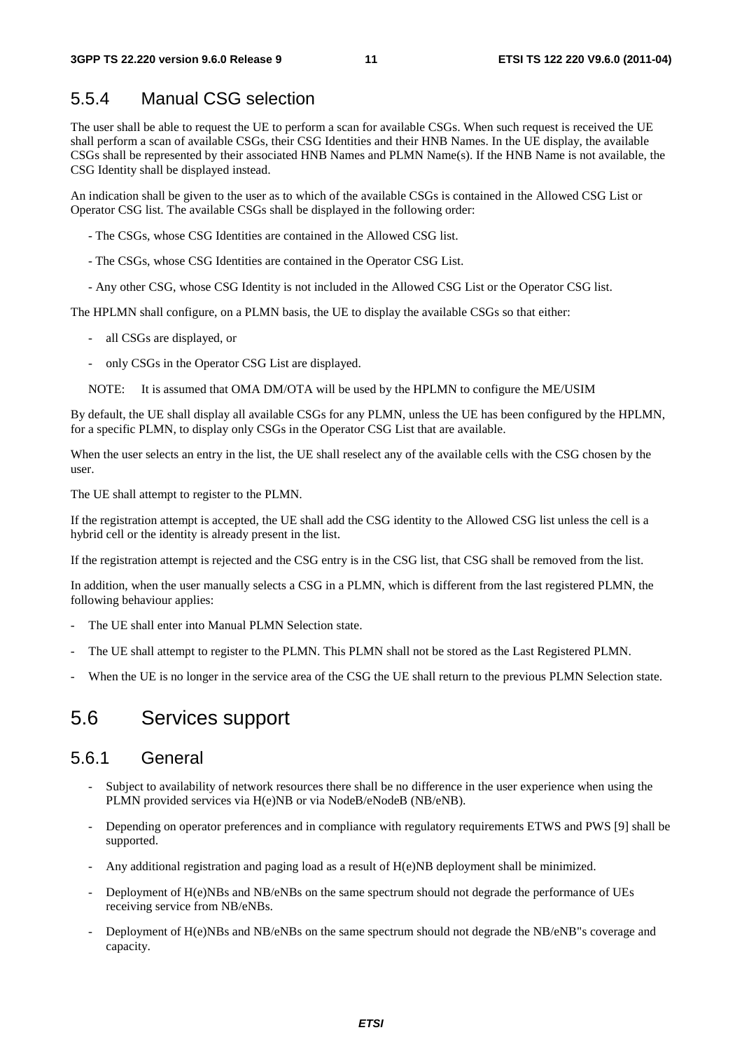### 5.5.4 Manual CSG selection

The user shall be able to request the UE to perform a scan for available CSGs. When such request is received the UE shall perform a scan of available CSGs, their CSG Identities and their HNB Names. In the UE display, the available CSGs shall be represented by their associated HNB Names and PLMN Name(s). If the HNB Name is not available, the CSG Identity shall be displayed instead.

An indication shall be given to the user as to which of the available CSGs is contained in the Allowed CSG List or Operator CSG list. The available CSGs shall be displayed in the following order:

- The CSGs, whose CSG Identities are contained in the Allowed CSG list.
- The CSGs, whose CSG Identities are contained in the Operator CSG List.
- Any other CSG, whose CSG Identity is not included in the Allowed CSG List or the Operator CSG list.

The HPLMN shall configure, on a PLMN basis, the UE to display the available CSGs so that either:

- all CSGs are displayed, or
- only CSGs in the Operator CSG List are displayed.

NOTE: It is assumed that OMA DM/OTA will be used by the HPLMN to configure the ME/USIM

By default, the UE shall display all available CSGs for any PLMN, unless the UE has been configured by the HPLMN, for a specific PLMN, to display only CSGs in the Operator CSG List that are available.

When the user selects an entry in the list, the UE shall reselect any of the available cells with the CSG chosen by the user.

The UE shall attempt to register to the PLMN.

If the registration attempt is accepted, the UE shall add the CSG identity to the Allowed CSG list unless the cell is a hybrid cell or the identity is already present in the list.

If the registration attempt is rejected and the CSG entry is in the CSG list, that CSG shall be removed from the list.

In addition, when the user manually selects a CSG in a PLMN, which is different from the last registered PLMN, the following behaviour applies:

- The UE shall enter into Manual PLMN Selection state.
- The UE shall attempt to register to the PLMN. This PLMN shall not be stored as the Last Registered PLMN.
- When the UE is no longer in the service area of the CSG the UE shall return to the previous PLMN Selection state.

## 5.6 Services support

### 5.6.1 General

- Subject to availability of network resources there shall be no difference in the user experience when using the PLMN provided services via H(e)NB or via NodeB/eNodeB (NB/eNB).
- Depending on operator preferences and in compliance with regulatory requirements ETWS and PWS [9] shall be supported.
- Any additional registration and paging load as a result of H(e)NB deployment shall be minimized.
- Deployment of H(e)NBs and NB/eNBs on the same spectrum should not degrade the performance of UEs receiving service from NB/eNBs.
- Deployment of H(e)NBs and NB/eNBs on the same spectrum should not degrade the NB/eNB"s coverage and capacity.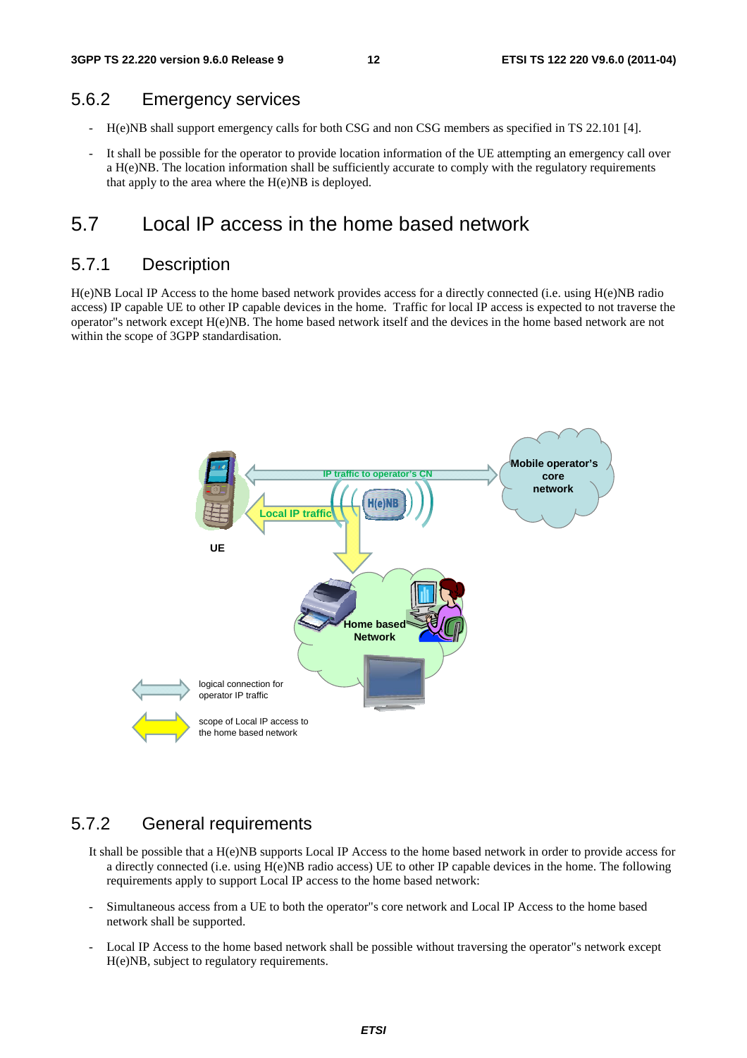### 5.6.2 Emergency services

- H(e)NB shall support emergency calls for both CSG and non CSG members as specified in TS 22.101 [4].
- It shall be possible for the operator to provide location information of the UE attempting an emergency call over a H(e)NB. The location information shall be sufficiently accurate to comply with the regulatory requirements that apply to the area where the H(e)NB is deployed.

## 5.7 Local IP access in the home based network

### 5.7.1 Description

H(e)NB Local IP Access to the home based network provides access for a directly connected (i.e. using H(e)NB radio access) IP capable UE to other IP capable devices in the home. Traffic for local IP access is expected to not traverse the operator''s network except H(e)NB. The home based network itself and the devices in the home based network are not within the scope of 3GPP standardisation.

### 5.7.2 General requirements

It shall be possible that a H(e)NB supports Local IP Access to the home based network in order to provide access for a directly connected (i.e. using H(e)NB radio access) UE to other IP capable devices in the home. The following requirements apply to support Local IP access to the home based network:

- Simultaneous access from a UE to both the operator''s core network and Local IP Access to the home based network shall be supported.
- Local IP Access to the home based network shall be possible without traversing the operator''s network except H(e)NB, subject to regulatory requirements.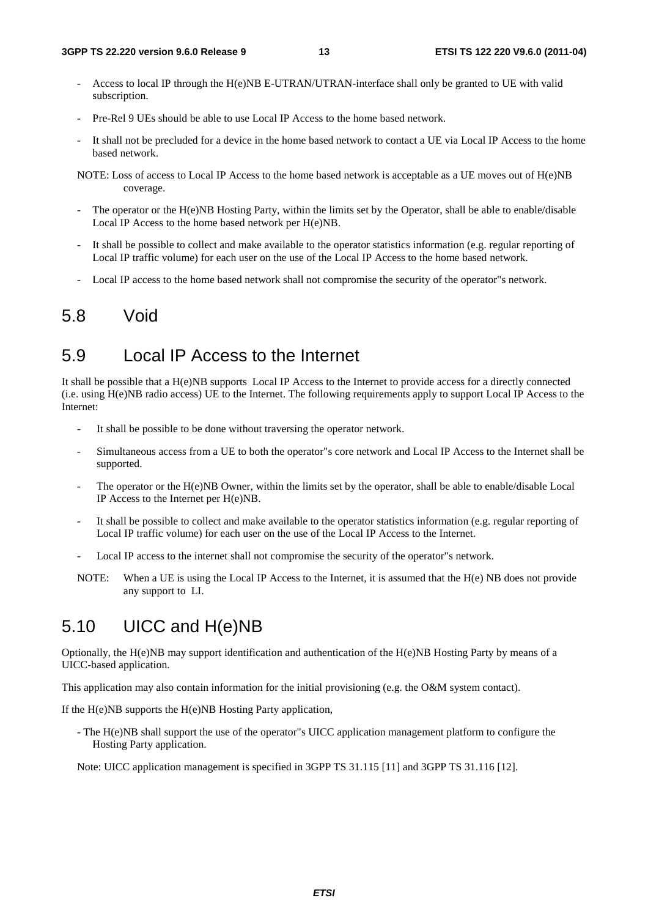- Access to local IP through the H(e)NB E-UTRAN/UTRAN-interface shall only be granted to UE with valid subscription.

- Pre-Rel 9 UEs should be able to use Local IP Access to the home based network.

- It shall not be precluded for a device in the home based network to contact a UE via Local IP Access to the home based network.

NOTE: Loss of access to Local IP Access to the home based network is acceptable as a UE moves out of H(e)NB coverage.

- The operator or the H(e)NB Hosting Party, within the limits set by the Operator, shall be able to enable/disable Local IP Access to the home based network per H(e)NB.

- It shall be possible to collect and make available to the operator statistics information (e.g. regular reporting of Local IP traffic volume) for each user on the use of the Local IP Access to the home based network.

- Local IP access to the home based network shall not compromise the security of the operator"s network.

## 5.8 Void

## 5.9 Local IP Access to the Internet

It shall be possible that a H(e)NB supports Local IP Access to the Internet to provide access for a directly connected (i.e. using H(e)NB radio access) UE to the Internet. The following requirements apply to support Local IP Access to the Internet:

- It shall be possible to be done without traversing the operator network.

- Simultaneous access from a UE to both the operator"s core network and Local IP Access to the Internet shall be supported.

- The operator or the H(e)NB Owner, within the limits set by the operator, shall be able to enable/disable Local IP Access to the Internet per H(e)NB.

- It shall be possible to collect and make available to the operator statistics information (e.g. regular reporting of Local IP traffic volume) for each user on the use of the Local IP Access to the Internet.

- Local IP access to the internet shall not compromise the security of the operator"s network.

NOTE: When a UE is using the Local IP Access to the Internet, it is assumed that the H(e) NB does not provide any support to LI.

## 5.10 UICC and H(e)NB

Optionally, the H(e)NB may support identification and authentication of the H(e)NB Hosting Party by means of a UICC-based application.

This application may also contain information for the initial provisioning (e.g. the O&M system contact).

If the H(e)NB supports the H(e)NB Hosting Party application,

- The H(e)NB shall support the use of the operator"s UICC application management platform to configure the Hosting Party application.

Note: UICC application management is specified in 3GPP TS 31.115 [11] and 3GPP TS 31.116 [12].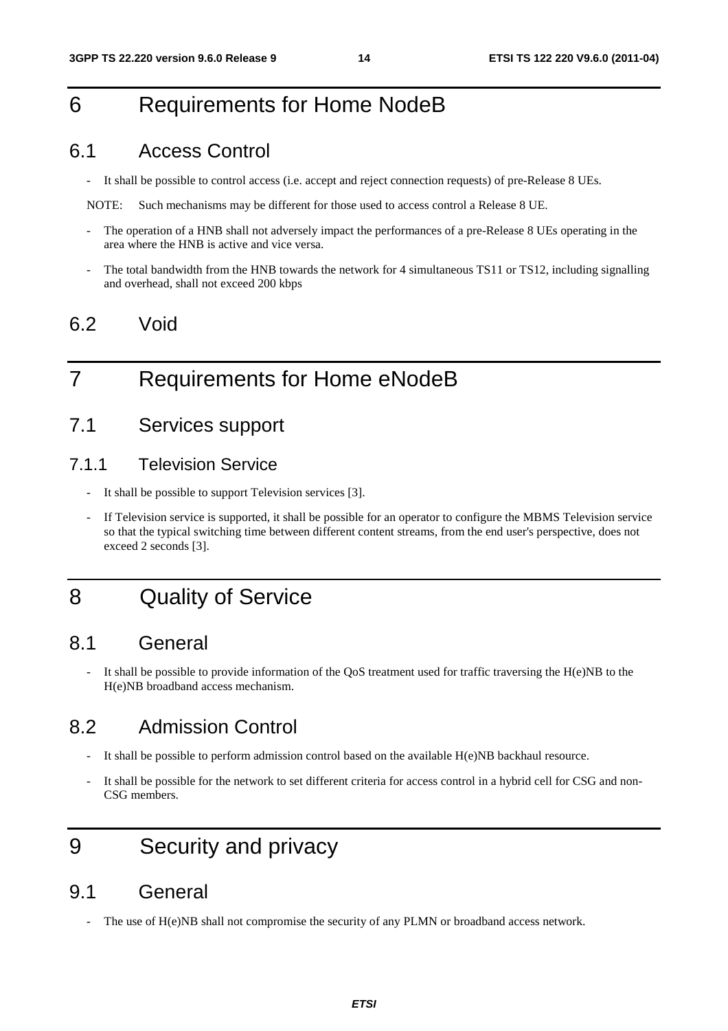# 6 Requirements for Home NodeB

## 6.1 Access Control

- It shall be possible to control access (i.e. accept and reject connection requests) of pre-Release 8 UEs.

NOTE: Such mechanisms may be different for those used to access control a Release 8 UE.

- The operation of a HNB shall not adversely impact the performances of a pre-Release 8 UEs operating in the area where the HNB is active and vice versa.
- The total bandwidth from the HNB towards the network for 4 simultaneous TS11 or TS12, including signalling and overhead, shall not exceed 200 kbps

## 6.2 Void

# 7 Requirements for Home eNodeB

## 7.1 Services support

### 7.1.1 Television Service

- It shall be possible to support Television services [3].
- If Television service is supported, it shall be possible for an operator to configure the MBMS Television service so that the typical switching time between different content streams, from the end user's perspective, does not exceed 2 seconds [3].

# 8 Quality of Service

## 8.1 General

- It shall be possible to provide information of the QoS treatment used for traffic traversing the H(e)NB to the H(e)NB broadband access mechanism.

## 8.2 Admission Control

- It shall be possible to perform admission control based on the available H(e)NB backhaul resource.
- It shall be possible for the network to set different criteria for access control in a hybrid cell for CSG and non-CSG members.

# 9 Security and privacy

## 9.1 General

- The use of H(e)NB shall not compromise the security of any PLMN or broadband access network.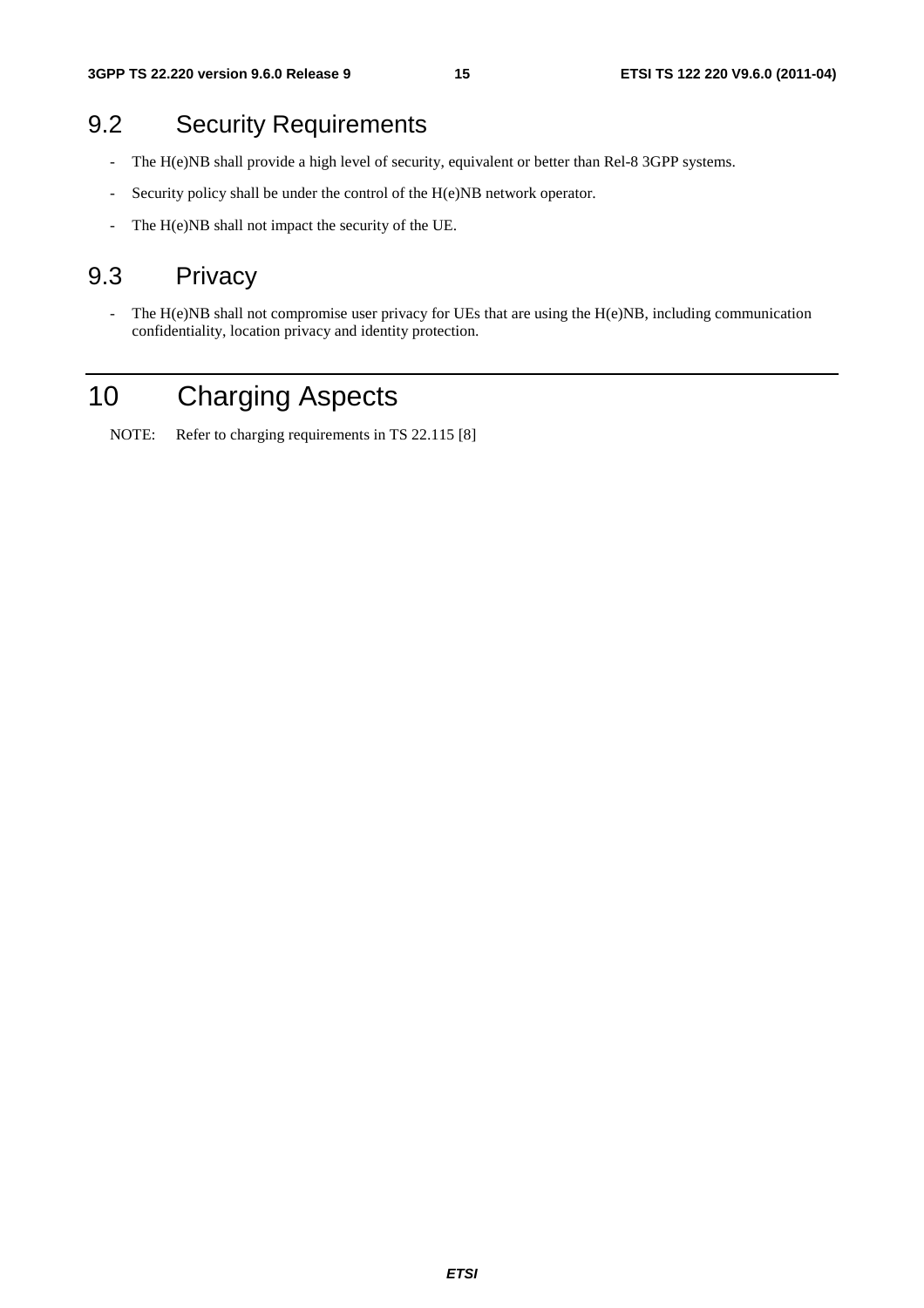## 9.2 Security Requirements

- The H(e)NB shall provide a high level of security, equivalent or better than Rel-8 3GPP systems.
- Security policy shall be under the control of the H(e)NB network operator.
- The H(e)NB shall not impact the security of the UE.

## 9.3 Privacy

- The H(e)NB shall not compromise user privacy for UEs that are using the H(e)NB, including communication confidentiality, location privacy and identity protection.

# 10 Charging Aspects

NOTE: Refer to charging requirements in TS 22.115 [8]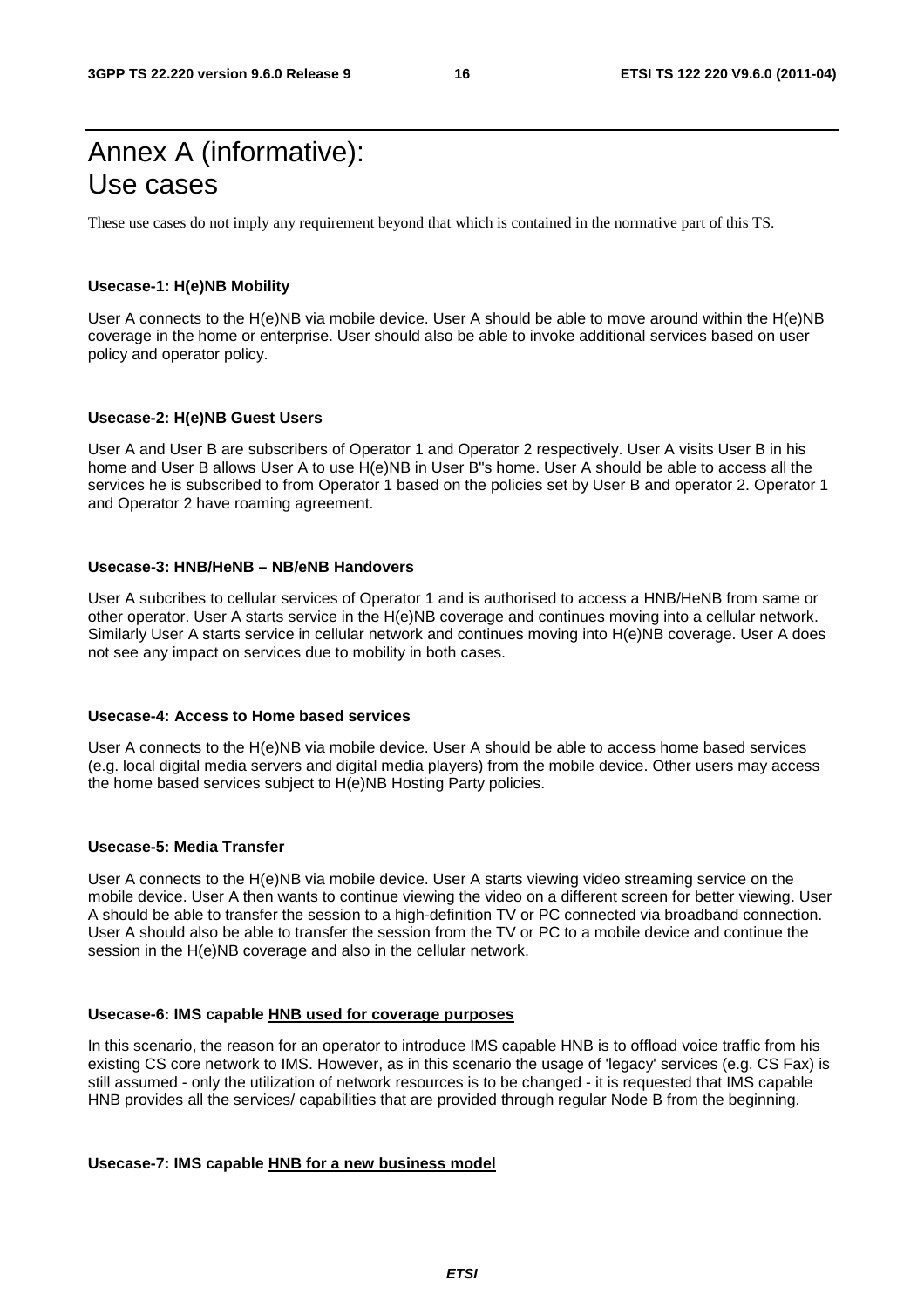# Annex A (informative): Use cases

These use cases do not imply any requirement beyond that which is contained in the normative part of this TS.

**Usecase-1: H(e)NB Mobility**

User A connects to the H(e)NB via mobile device. User A should be able to move around within the H(e)NB coverage in the home or enterprise. User should also be able to invoke additional services based on user policy and operator policy.

**Usecase-2: H(e)NB Guest Users**

User A and User B are subscribers of Operator 1 and Operator 2 respectively. User A visits User B in his home and User B allows User A to use H(e)NB in User B"s home. User A should be able to access all the services he is subscribed to from Operator 1 based on the policies set by User B and operator 2. Operator 1 and Operator 2 have roaming agreement.

**Usecase-3: HNB/HeNB – NB/eNB Handovers**

User A subcribes to cellular services of Operator 1 and is authorised to access a HNB/HeNB from same or other operator. User A starts service in the H(e)NB coverage and continues moving into a cellular network. Similarly User A starts service in cellular network and continues moving into H(e)NB coverage. User A does not see any impact on services due to mobility in both cases.

**Usecase-4: Access to Home based services**

User A connects to the H(e)NB via mobile device. User A should be able to access home based services (e.g. local digital media servers and digital media players) from the mobile device. Other users may access the home based services subject to H(e)NB Hosting Party policies.

**Usecase-5: Media Transfer**

User A connects to the H(e)NB via mobile device. User A starts viewing video streaming service on the mobile device. User A then wants to continue viewing the video on a different screen for better viewing. User A should be able to transfer the session to a high-definition TV or PC connected via broadband connection. User A should also be able to transfer the session from the TV or PC to a mobile device and continue the session in the H(e)NB coverage and also in the cellular network.

**Usecase-6: IMS capable <u>HNB used for coverage purposes</u>**

In this scenario, the reason for an operator to introduce IMS capable HNB is to offload voice traffic from his existing CS core network to IMS. However, as in this scenario the usage of 'legacy' services (e.g. CS Fax) is still assumed - only the utilization of network resources is to be changed - it is requested that IMS capable HNB provides all the services/ capabilities that are provided through regular Node B from the beginning.

**Usecase-7: IMS capable <u>HNB for a new business model</u>**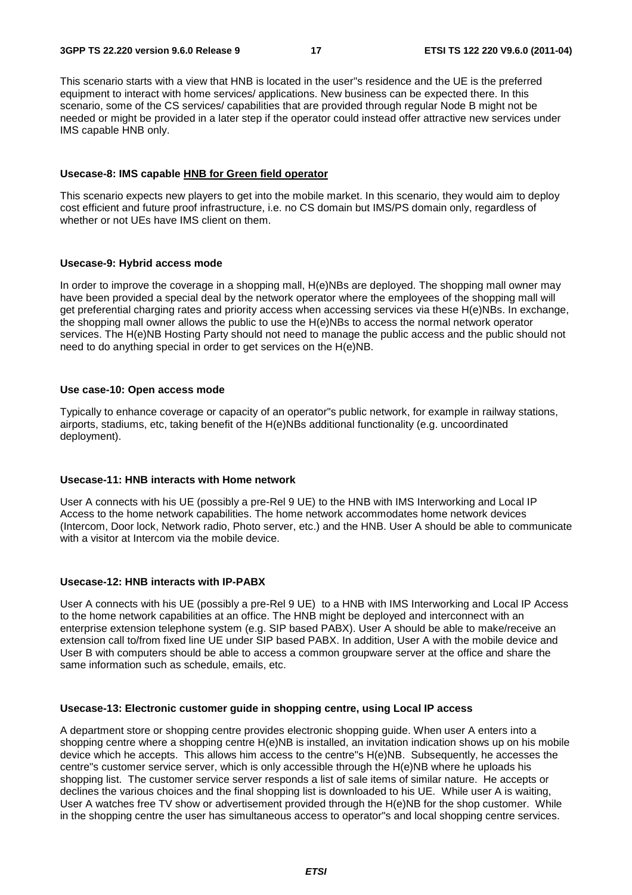This scenario starts with a view that HNB is located in the user"s residence and the UE is the preferred equipment to interact with home services/ applications. New business can be expected there. In this scenario, some of the CS services/ capabilities that are provided through regular Node B might not be needed or might be provided in a later step if the operator could instead offer attractive new services under IMS capable HNB only.

**Usecase-8: IMS capable HNB for Green field operator**

This scenario expects new players to get into the mobile market. In this scenario, they would aim to deploy cost efficient and future proof infrastructure, i.e. no CS domain but IMS/PS domain only, regardless of whether or not UEs have IMS client on them.

**Usecase-9: Hybrid access mode**

In order to improve the coverage in a shopping mall, H(e)NBs are deployed. The shopping mall owner may have been provided a special deal by the network operator where the employees of the shopping mall will get preferential charging rates and priority access when accessing services via these H(e)NBs. In exchange, the shopping mall owner allows the public to use the H(e)NBs to access the normal network operator services. The H(e)NB Hosting Party should not need to manage the public access and the public should not need to do anything special in order to get services on the H(e)NB.

**Use case-10: Open access mode**

Typically to enhance coverage or capacity of an operator"s public network, for example in railway stations, airports, stadiums, etc, taking benefit of the H(e)NBs additional functionality (e.g. uncoordinated deployment).

**Usecase-11: HNB interacts with Home network**

User A connects with his UE (possibly a pre-Rel 9 UE) to the HNB with IMS Interworking and Local IP Access to the home network capabilities. The home network accommodates home network devices (Intercom, Door lock, Network radio, Photo server, etc.) and the HNB. User A should be able to communicate with a visitor at Intercom via the mobile device.

**Usecase-12: HNB interacts with IP-PABX**

User A connects with his UE (possibly a pre-Rel 9 UE) to a HNB with IMS Interworking and Local IP Access to the home network capabilities at an office. The HNB might be deployed and interconnect with an enterprise extension telephone system (e.g. SIP based PABX). User A should be able to make/receive an extension call to/from fixed line UE under SIP based PABX. In addition, User A with the mobile device and User B with computers should be able to access a common groupware server at the office and share the same information such as schedule, emails, etc.

**Usecase-13: Electronic customer guide in shopping centre, using Local IP access**

A department store or shopping centre provides electronic shopping guide. When user A enters into a shopping centre where a shopping centre H(e)NB is installed, an invitation indication shows up on his mobile device which he accepts. This allows him access to the centre"s H(e)NB. Subsequently, he accesses the centre"s customer service server, which is only accessible through the H(e)NB where he uploads his shopping list. The customer service server responds a list of sale items of similar nature. He accepts or declines the various choices and the final shopping list is downloaded to his UE. While user A is waiting, User A watches free TV show or advertisement provided through the H(e)NB for the shop customer. While in the shopping centre the user has simultaneous access to operator"s and local shopping centre services.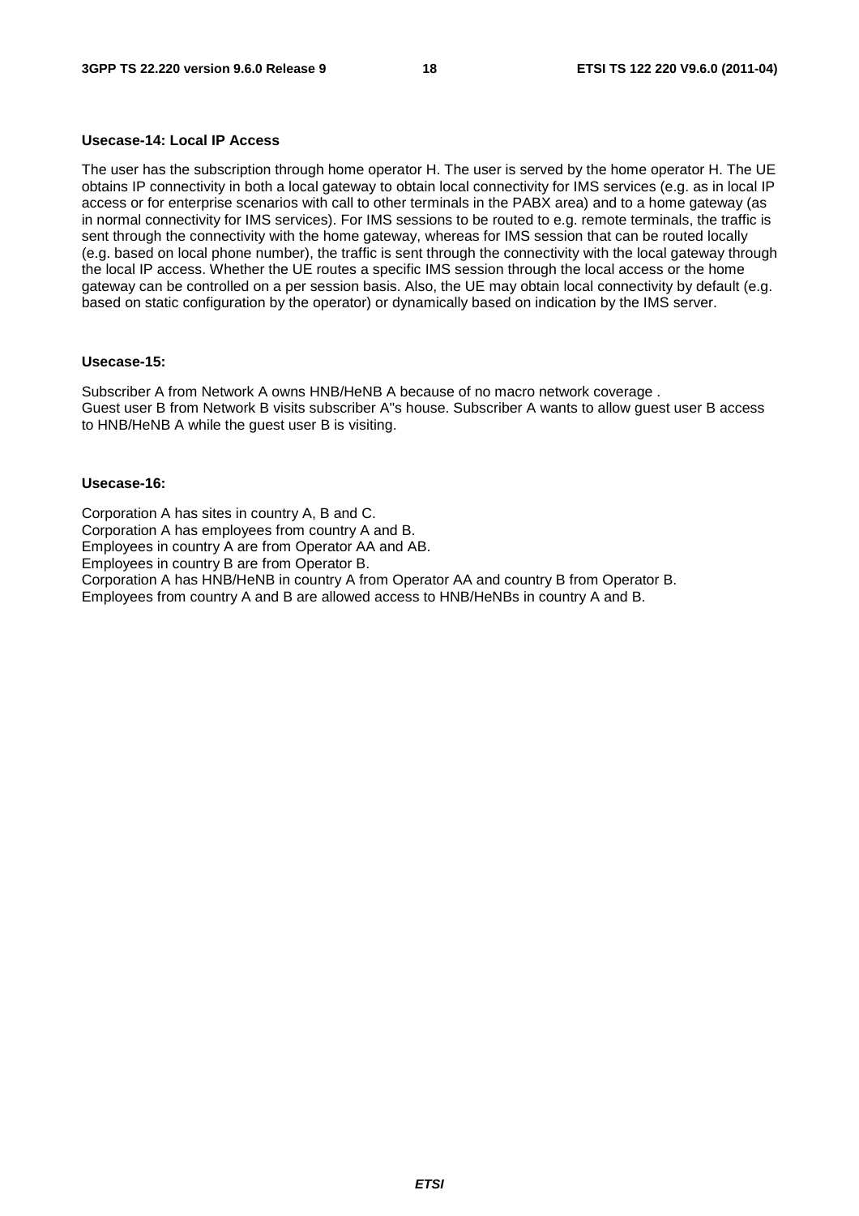**Usecase-14: Local IP Access**

The user has the subscription through home operator H. The user is served by the home operator H. The UE obtains IP connectivity in both a local gateway to obtain local connectivity for IMS services (e.g. as in local IP access or for enterprise scenarios with call to other terminals in the PABX area) and to a home gateway (as in normal connectivity for IMS services). For IMS sessions to be routed to e.g. remote terminals, the traffic is sent through the connectivity with the home gateway, whereas for IMS session that can be routed locally (e.g. based on local phone number), the traffic is sent through the connectivity with the local gateway through the local IP access. Whether the UE routes a specific IMS session through the local access or the home gateway can be controlled on a per session basis. Also, the UE may obtain local connectivity by default (e.g. based on static configuration by the operator) or dynamically based on indication by the IMS server.

**Usecase-15:**

Subscriber A from Network A owns HNB/HeNB A because of no macro network coverage .
Guest user B from Network B visits subscriber A"s house. Subscriber A wants to allow guest user B access to HNB/HeNB A while the guest user B is visiting.

**Usecase-16:**

Corporation A has sites in country A, B and C.
Corporation A has employees from country A and B.
Employees in country A are from Operator AA and AB.
Employees in country B are from Operator B.
Corporation A has HNB/HeNB in country A from Operator AA and country B from Operator B.
Employees from country A and B are allowed access to HNB/HeNBs in country A and B.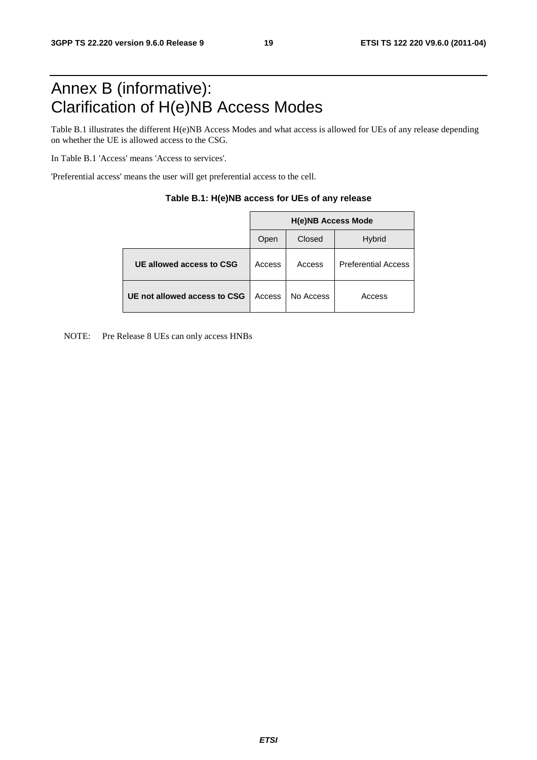# Annex B (informative): Clarification of H(e)NB Access Modes

Table B.1 illustrates the different H(e)NB Access Modes and what access is allowed for UEs of any release depending on whether the UE is allowed access to the CSG.

In Table B.1 'Access' means 'Access to services'.

'Preferential access' means the user will get preferential access to the cell.

**Table B.1: H(e)NB access for UEs of any release**

| | H(e)NB Access Mode | | |
|---|---|---|---|
| | Open | Closed | Hybrid |
| **UE allowed access to CSG** | Access | Access | Preferential Access |
| **UE not allowed access to CSG** | Access | No Access | Access |

NOTE: Pre Release 8 UEs can only access HNBs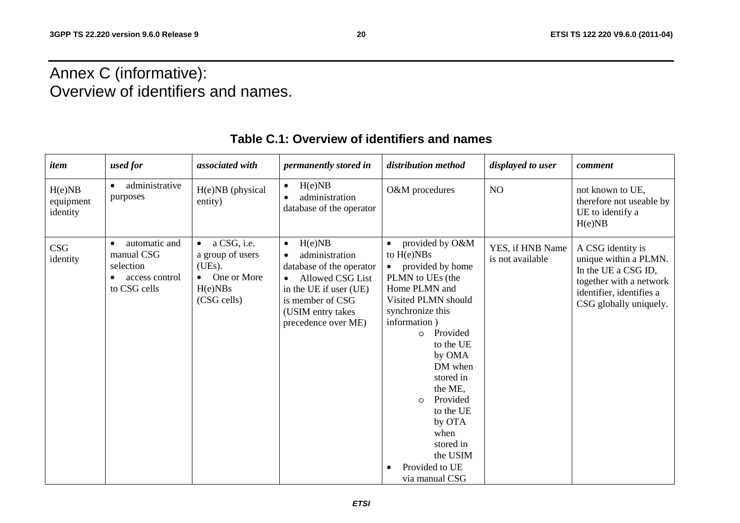# Annex C (informative): Overview of identifiers and names.

**Table C.1: Overview of identifiers and names**

| *item* | *used for* | *associated with* | *permanently stored in* | *distribution method* | *displayed to user* | *comment* |
|---|---|---|---|---|---|---|
| H(e)NB equipment identity | • administrative purposes | H(e)NB (physical entity) | • H(e)NB<br>• administration database of the operator | O&M procedures | NO | not known to UE, therefore not useable by UE to identify a H(e)NB |
| CSG identity | • automatic and manual CSG selection<br>• access control to CSG cells | • a CSG, i.e. a group of users (UEs).<br>• One or More H(e)NBs (CSG cells) | • H(e)NB<br>• administration database of the operator<br>• Allowed CSG List in the UE if user (UE) is member of CSG (USIM entry takes precedence over ME) | • provided by O&M to H(e)NBs<br>• provided by home PLMN to UEs (the Home PLMN and Visited PLMN should synchronize this information )<br>  o Provided to the UE by OMA DM when stored in the ME,<br>  o Provided to the UE by OTA when stored in the USIM<br>• Provided to UE via manual CSG | YES, if HNB Name is not available | A CSG identity is unique within a PLMN. In the UE a CSG ID, together with a network identifier, identifies a CSG globally uniquely. |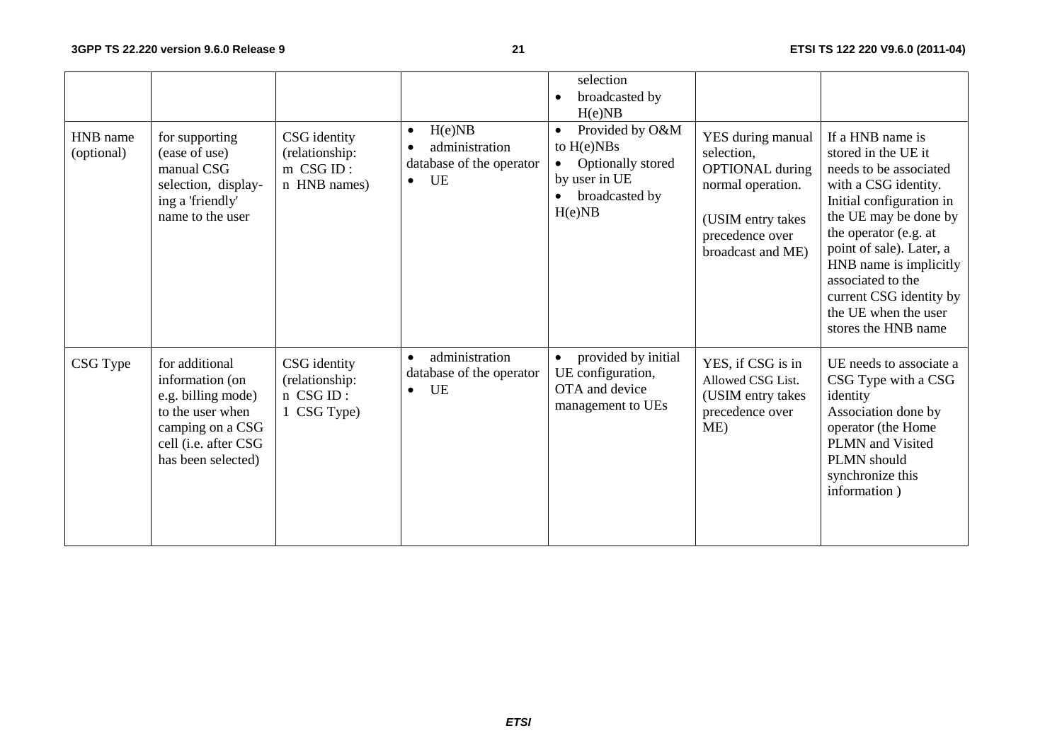|  |  |  |  | selection<br>• broadcasted by H(e)NB |  |  |
|---|---|---|---|---|---|---|
| HNB name (optional) | for supporting (ease of use) manual CSG selection, display-ing a 'friendly' name to the user | CSG identity (relationship: m CSG ID : n HNB names) | • H(e)NB<br>• administration database of the operator<br>• UE | • Provided by O&M to H(e)NBs<br>• Optionally stored by user in UE<br>• broadcasted by H(e)NB | YES during manual selection, OPTIONAL during normal operation.<br>(USIM entry takes precedence over broadcast and ME) | If a HNB name is stored in the UE it needs to be associated with a CSG identity. Initial configuration in the UE may be done by the operator (e.g. at point of sale). Later, a HNB name is implicitly associated to the current CSG identity by the UE when the user stores the HNB name |
| CSG Type | for additional information (on e.g. billing mode) to the user when camping on a CSG cell (i.e. after CSG has been selected) | CSG identity (relationship: n CSG ID : 1 CSG Type) | • administration database of the operator<br>• UE | • provided by initial UE configuration, OTA and device management to UEs | YES, if CSG is in Allowed CSG List. (USIM entry takes precedence over ME) | UE needs to associate a CSG Type with a CSG identity<br>Association done by operator (the Home PLMN and Visited PLMN should synchronize this information ) |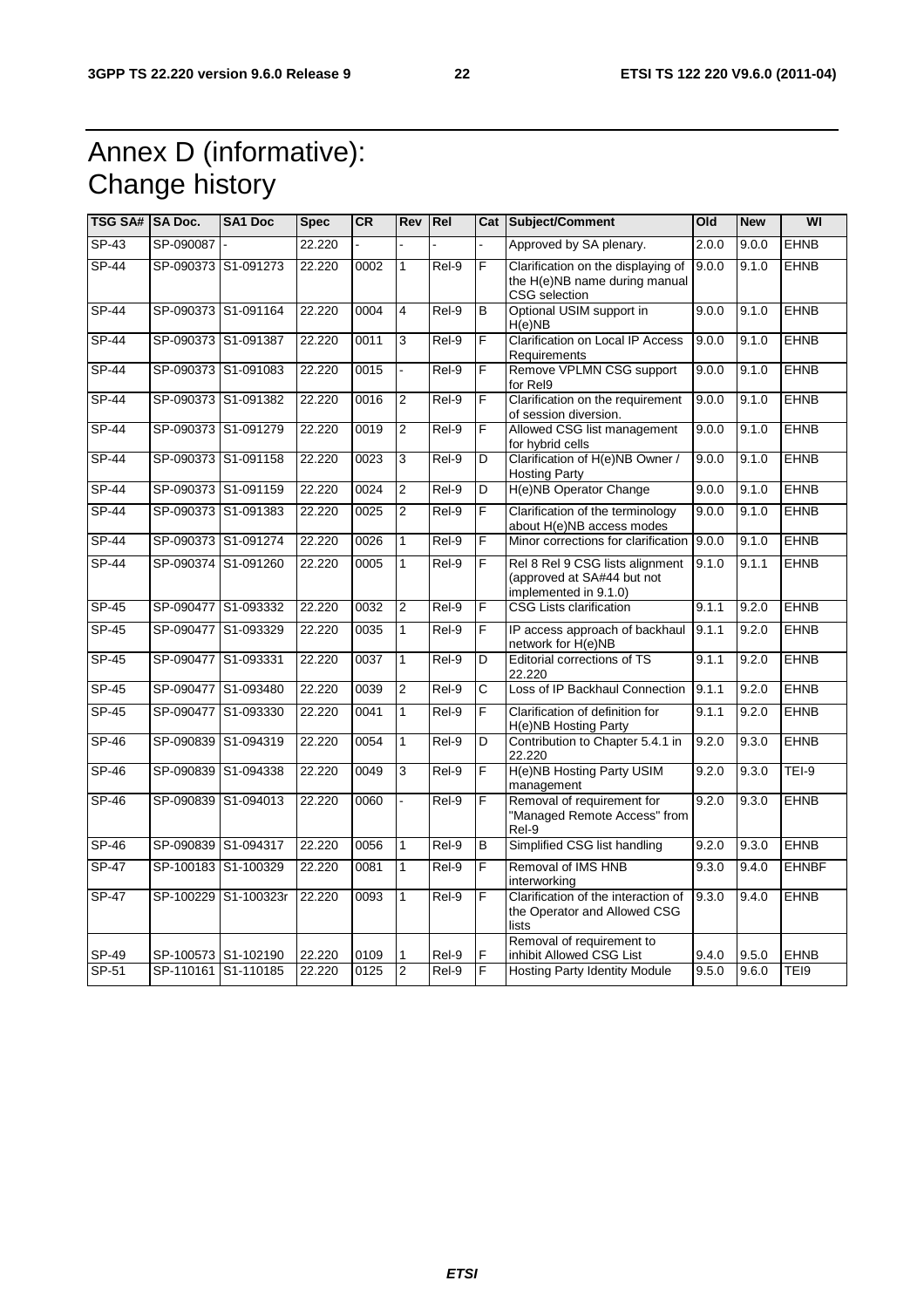# Annex D (informative): Change history

| TSG SA# | SA Doc. | SA1 Doc | Spec | CR | Rev | Rel | Cat | Subject/Comment | Old | New | WI |
|---|---|---|---|---|---|---|---|---|---|---|---|
| SP-43 | SP-090087 | - | 22.220 | - | - | - | - | Approved by SA plenary. | 2.0.0 | 9.0.0 | EHNB |
| SP-44 | SP-090373 | S1-091273 | 22.220 | 0002 | 1 | Rel-9 | F | Clarification on the displaying of the H(e)NB name during manual CSG selection | 9.0.0 | 9.1.0 | EHNB |
| SP-44 | SP-090373 | S1-091164 | 22.220 | 0004 | 4 | Rel-9 | B | Optional USIM support in H(e)NB | 9.0.0 | 9.1.0 | EHNB |
| SP-44 | SP-090373 | S1-091387 | 22.220 | 0011 | 3 | Rel-9 | F | Clarification on Local IP Access Requirements | 9.0.0 | 9.1.0 | EHNB |
| SP-44 | SP-090373 | S1-091083 | 22.220 | 0015 | - | Rel-9 | F | Remove VPLMN CSG support for Rel9 | 9.0.0 | 9.1.0 | EHNB |
| SP-44 | SP-090373 | S1-091382 | 22.220 | 0016 | 2 | Rel-9 | F | Clarification on the requirement of session diversion. | 9.0.0 | 9.1.0 | EHNB |
| SP-44 | SP-090373 | S1-091279 | 22.220 | 0019 | 2 | Rel-9 | F | Allowed CSG list management for hybrid cells | 9.0.0 | 9.1.0 | EHNB |
| SP-44 | SP-090373 | S1-091158 | 22.220 | 0023 | 3 | Rel-9 | D | Clarification of H(e)NB Owner / Hosting Party | 9.0.0 | 9.1.0 | EHNB |
| SP-44 | SP-090373 | S1-091159 | 22.220 | 0024 | 2 | Rel-9 | D | H(e)NB Operator Change | 9.0.0 | 9.1.0 | EHNB |
| SP-44 | SP-090373 | S1-091383 | 22.220 | 0025 | 2 | Rel-9 | F | Clarification of the terminology about H(e)NB access modes | 9.0.0 | 9.1.0 | EHNB |
| SP-44 | SP-090373 | S1-091274 | 22.220 | 0026 | 1 | Rel-9 | F | Minor corrections for clarification | 9.0.0 | 9.1.0 | EHNB |
| SP-44 | SP-090374 | S1-091260 | 22.220 | 0005 | 1 | Rel-9 | F | Rel 8 Rel 9 CSG lists alignment (approved at SA#44 but not implemented in 9.1.0) | 9.1.0 | 9.1.1 | EHNB |
| SP-45 | SP-090477 | S1-093332 | 22.220 | 0032 | 2 | Rel-9 | F | CSG Lists clarification | 9.1.1 | 9.2.0 | EHNB |
| SP-45 | SP-090477 | S1-093329 | 22.220 | 0035 | 1 | Rel-9 | F | IP access approach of backhaul network for H(e)NB | 9.1.1 | 9.2.0 | EHNB |
| SP-45 | SP-090477 | S1-093331 | 22.220 | 0037 | 1 | Rel-9 | D | Editorial corrections of TS 22.220 | 9.1.1 | 9.2.0 | EHNB |
| SP-45 | SP-090477 | S1-093480 | 22.220 | 0039 | 2 | Rel-9 | C | Loss of IP Backhaul Connection | 9.1.1 | 9.2.0 | EHNB |
| SP-45 | SP-090477 | S1-093330 | 22.220 | 0041 | 1 | Rel-9 | F | Clarification of definition for H(e)NB Hosting Party | 9.1.1 | 9.2.0 | EHNB |
| SP-46 | SP-090839 | S1-094319 | 22.220 | 0054 | 1 | Rel-9 | D | Contribution to Chapter 5.4.1 in 22.220 | 9.2.0 | 9.3.0 | EHNB |
| SP-46 | SP-090839 | S1-094338 | 22.220 | 0049 | 3 | Rel-9 | F | H(e)NB Hosting Party USIM management | 9.2.0 | 9.3.0 | TEI-9 |
| SP-46 | SP-090839 | S1-094013 | 22.220 | 0060 | - | Rel-9 | F | Removal of requirement for "Managed Remote Access" from Rel-9 | 9.2.0 | 9.3.0 | EHNB |
| SP-46 | SP-090839 | S1-094317 | 22.220 | 0056 | 1 | Rel-9 | B | Simplified CSG list handling | 9.2.0 | 9.3.0 | EHNB |
| SP-47 | SP-100183 | S1-100329 | 22.220 | 0081 | 1 | Rel-9 | F | Removal of IMS HNB interworking | 9.3.0 | 9.4.0 | EHNBF |
| SP-47 | SP-100229 | S1-100323r | 22.220 | 0093 | 1 | Rel-9 | F | Clarification of the interaction of the Operator and Allowed CSG lists | 9.3.0 | 9.4.0 | EHNB |
| SP-49 | SP-100573 | S1-102190 | 22.220 | 0109 | 1 | Rel-9 | F | Removal of requirement to inhibit Allowed CSG List | 9.4.0 | 9.5.0 | EHNB |
| SP-51 | SP-110161 | S1-110185 | 22.220 | 0125 | 2 | Rel-9 | F | Hosting Party Identity Module | 9.5.0 | 9.6.0 | TEI9 |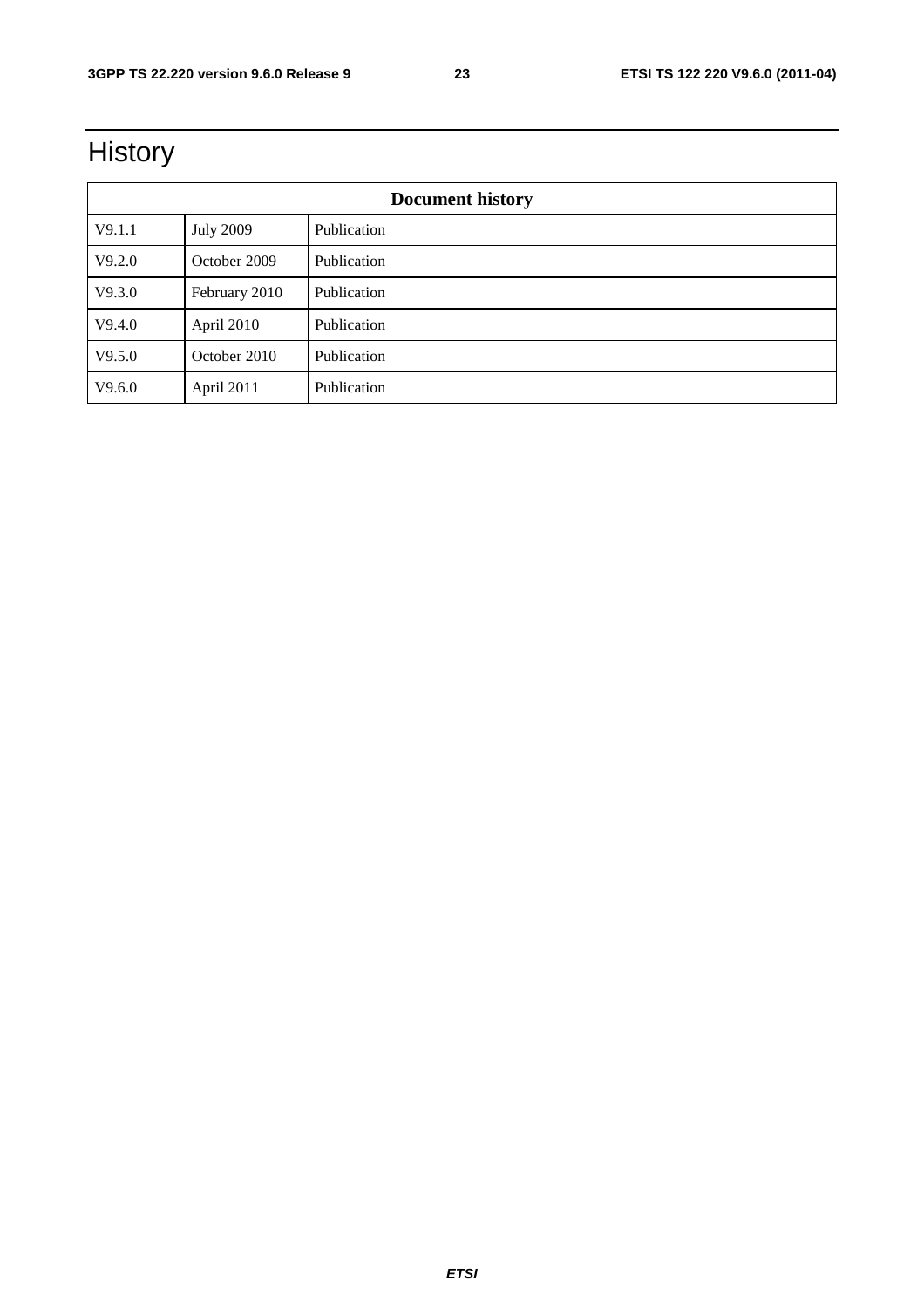# History

| Document history | | |
|---|---|---|
| V9.1.1 | July 2009 | Publication |
| V9.2.0 | October 2009 | Publication |
| V9.3.0 | February 2010 | Publication |
| V9.4.0 | April 2010 | Publication |
| V9.5.0 | October 2010 | Publication |
| V9.6.0 | April 2011 | Publication |